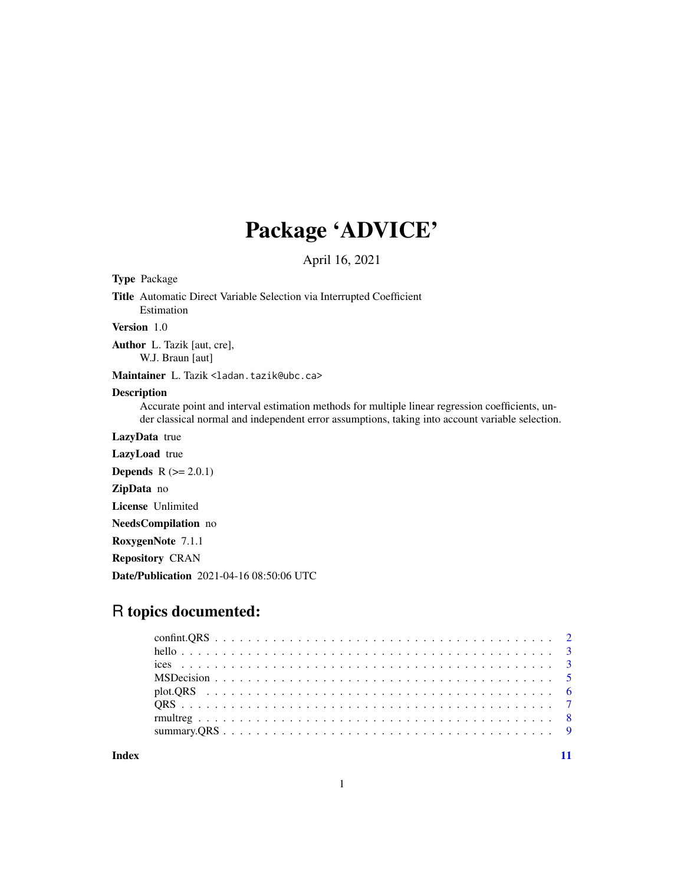# Package 'ADVICE'

April 16, 2021

**Type** Package

**Title** Automatic Direct Variable Selection via Interrupted Coefficient Estimation

**Version** 1.0

**Author** L. Tazik [aut, cre], W.J. Braun [aut]

**Maintainer** L. Tazik <ladan.tazik@ubc.ca>

**Description** Accurate point and interval estimation methods for multiple linear regression coefficients, under classical normal and independent error assumptions, taking into account variable selection.

**LazyData** true

**LazyLoad** true

**Depends** R (>= 2.0.1)

**ZipData** no

**License** Unlimited

**NeedsCompilation** no

**RoxygenNote** 7.1.1

**Repository** CRAN

**Date/Publication** 2021-04-16 08:50:06 UTC

## R topics documented:

- confint.QRS . . . . . . . . . . . . . . . . . . . . . . . . . . . . . . . . . . . . . . 2
- hello . . . . . . . . . . . . . . . . . . . . . . . . . . . . . . . . . . . . . . . . . . 3
- ices . . . . . . . . . . . . . . . . . . . . . . . . . . . . . . . . . . . . . . . . . . 3
- MSDecision . . . . . . . . . . . . . . . . . . . . . . . . . . . . . . . . . . . . . . 5
- plot.QRS . . . . . . . . . . . . . . . . . . . . . . . . . . . . . . . . . . . . . . . 6
- QRS . . . . . . . . . . . . . . . . . . . . . . . . . . . . . . . . . . . . . . . . . . 7
- rmultreg . . . . . . . . . . . . . . . . . . . . . . . . . . . . . . . . . . . . . . . . 8
- summary.QRS . . . . . . . . . . . . . . . . . . . . . . . . . . . . . . . . . . . . . 9

**Index** 11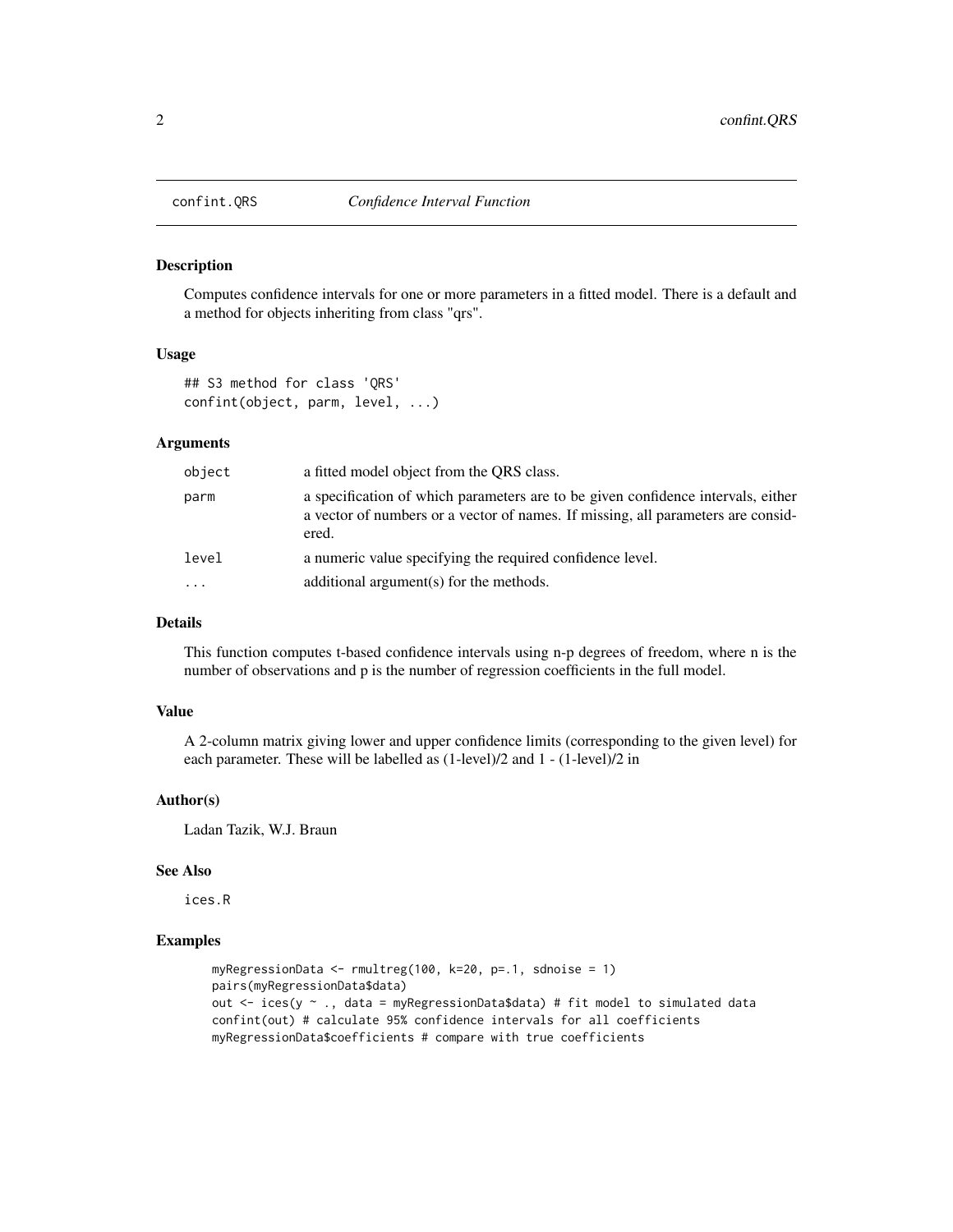confint.QRS    *Confidence Interval Function*

## Description

Computes confidence intervals for one or more parameters in a fitted model. There is a default and a method for objects inheriting from class "qrs".

## Usage

```
## S3 method for class 'QRS'
confint(object, parm, level, ...)
```

## Arguments

| | |
|---|---|
| object | a fitted model object from the QRS class. |
| parm | a specification of which parameters are to be given confidence intervals, either a vector of numbers or a vector of names. If missing, all parameters are considered. |
| level | a numeric value specifying the required confidence level. |
| ... | additional argument(s) for the methods. |

## Details

This function computes t-based confidence intervals using n-p degrees of freedom, where n is the number of observations and p is the number of regression coefficients in the full model.

## Value

A 2-column matrix giving lower and upper confidence limits (corresponding to the given level) for each parameter. These will be labelled as (1-level)/2 and 1 - (1-level)/2 in

## Author(s)

Ladan Tazik, W.J. Braun

## See Also

ices.R

## Examples

```
myRegressionData <- rmultreg(100, k=20, p=.1, sdnoise = 1)
pairs(myRegressionData$data)
out <- ices(y ~ ., data = myRegressionData$data) # fit model to simulated data
confint(out) # calculate 95% confidence intervals for all coefficients
myRegressionData$coefficients # compare with true coefficients
```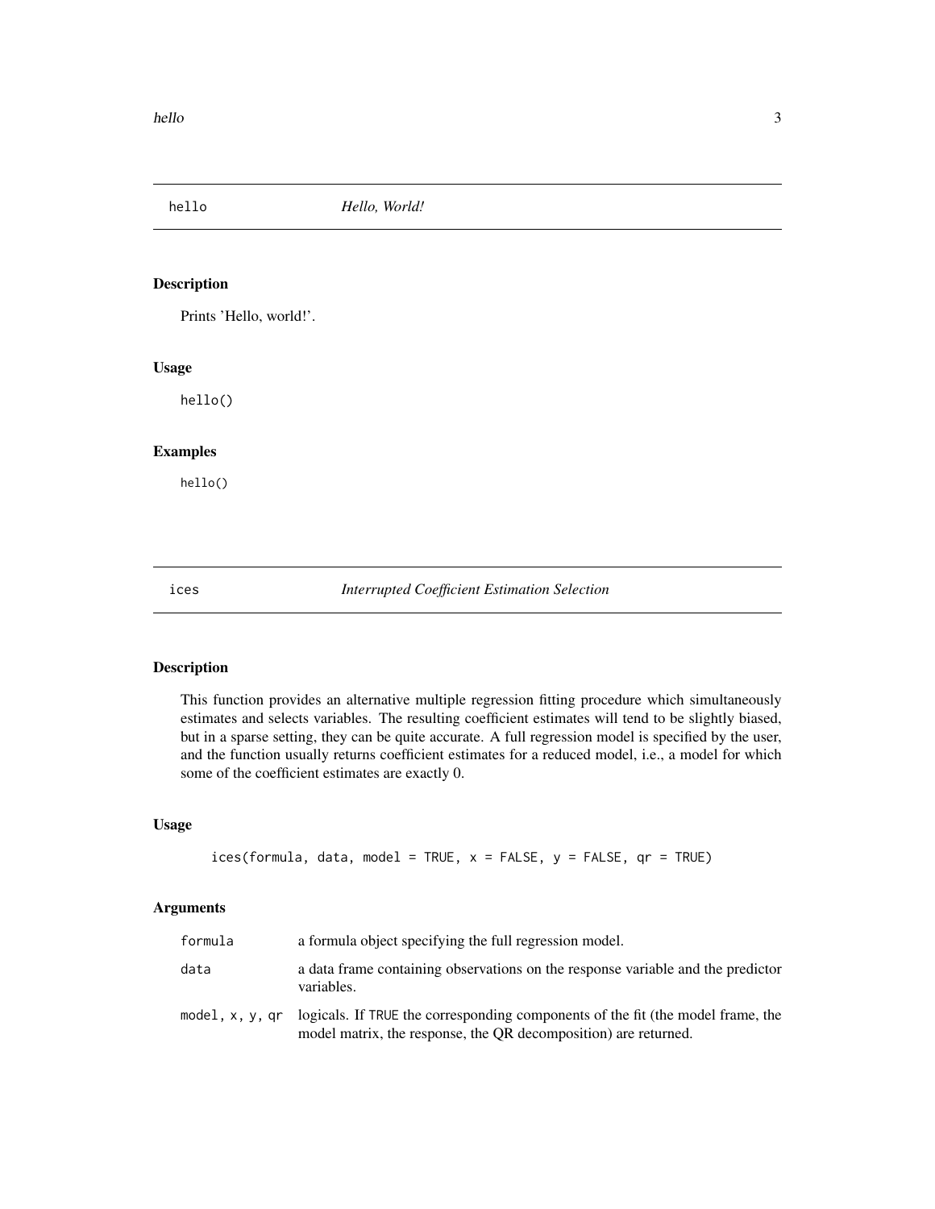## hello — *Hello, World!*

### Description

Prints 'Hello, world!'.

### Usage

```
hello()
```

### Examples

```
hello()
```

## ices — *Interrupted Coefficient Estimation Selection*

### Description

This function provides an alternative multiple regression fitting procedure which simultaneously estimates and selects variables. The resulting coefficient estimates will tend to be slightly biased, but in a sparse setting, they can be quite accurate. A full regression model is specified by the user, and the function usually returns coefficient estimates for a reduced model, i.e., a model for which some of the coefficient estimates are exactly 0.

### Usage

```
ices(formula, data, model = TRUE, x = FALSE, y = FALSE, qr = TRUE)
```

### Arguments

| | |
|---|---|
| `formula` | a formula object specifying the full regression model. |
| `data` | a data frame containing observations on the response variable and the predictor variables. |
| `model, x, y, qr` | logicals. If `TRUE` the corresponding components of the fit (the model frame, the model matrix, the response, the QR decomposition) are returned. |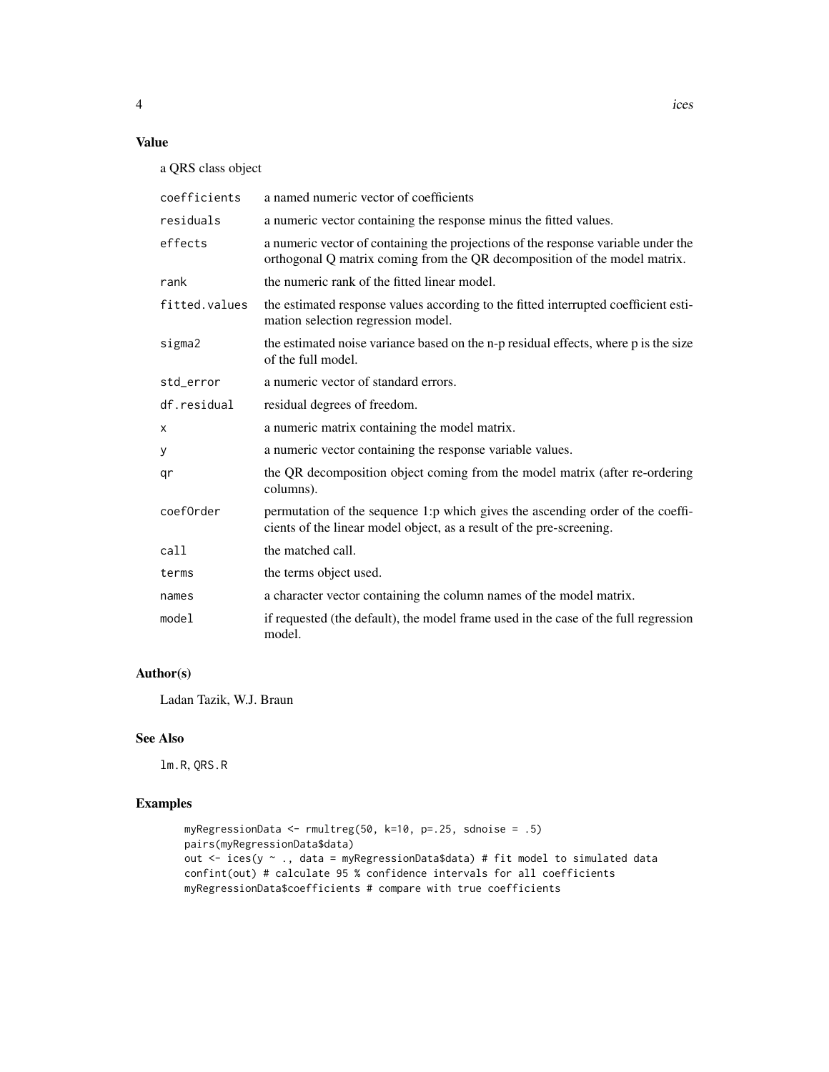## Value

a QRS class object

| | |
|---|---|
| coefficients | a named numeric vector of coefficients |
| residuals | a numeric vector containing the response minus the fitted values. |
| effects | a numeric vector of containing the projections of the response variable under the orthogonal Q matrix coming from the QR decomposition of the model matrix. |
| rank | the numeric rank of the fitted linear model. |
| fitted.values | the estimated response values according to the fitted interrupted coefficient estimation selection regression model. |
| sigma2 | the estimated noise variance based on the n-p residual effects, where p is the size of the full model. |
| std_error | a numeric vector of standard errors. |
| df.residual | residual degrees of freedom. |
| x | a numeric matrix containing the model matrix. |
| y | a numeric vector containing the response variable values. |
| qr | the QR decomposition object coming from the model matrix (after re-ordering columns). |
| coefOrder | permutation of the sequence 1:p which gives the ascending order of the coefficients of the linear model object, as a result of the pre-screening. |
| call | the matched call. |
| terms | the terms object used. |
| names | a character vector containing the column names of the model matrix. |
| model | if requested (the default), the model frame used in the case of the full regression model. |

## Author(s)

Ladan Tazik, W.J. Braun

## See Also

lm.R, QRS.R

## Examples

```
myRegressionData <- rmultreg(50, k=10, p=.25, sdnoise = .5)
pairs(myRegressionData$data)
out <- ices(y ~ ., data = myRegressionData$data) # fit model to simulated data
confint(out) # calculate 95 % confidence intervals for all coefficients
myRegressionData$coefficients # compare with true coefficients
```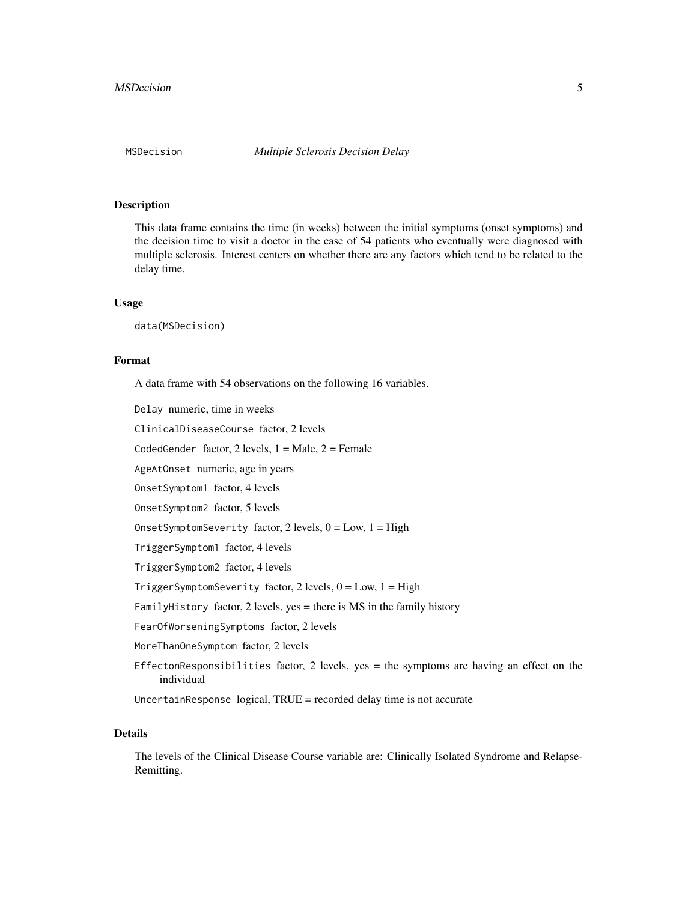MSDecision *Multiple Sclerosis Decision Delay*

## Description

This data frame contains the time (in weeks) between the initial symptoms (onset symptoms) and the decision time to visit a doctor in the case of 54 patients who eventually were diagnosed with multiple sclerosis. Interest centers on whether there are any factors which tend to be related to the delay time.

## Usage

```
data(MSDecision)
```

## Format

A data frame with 54 observations on the following 16 variables.

- `Delay` numeric, time in weeks
- `ClinicalDiseaseCourse` factor, 2 levels
- `CodedGender` factor, 2 levels, 1 = Male, 2 = Female
- `AgeAtOnset` numeric, age in years
- `OnsetSymptom1` factor, 4 levels
- `OnsetSymptom2` factor, 5 levels
- `OnsetSymptomSeverity` factor, 2 levels, 0 = Low, 1 = High
- `TriggerSymptom1` factor, 4 levels
- `TriggerSymptom2` factor, 4 levels
- `TriggerSymptomSeverity` factor, 2 levels, 0 = Low, 1 = High
- `FamilyHistory` factor, 2 levels, yes = there is MS in the family history
- `FearOfWorseningSymptoms` factor, 2 levels
- `MoreThanOneSymptom` factor, 2 levels
- `EffectonResponsibilities` factor, 2 levels, yes = the symptoms are having an effect on the individual
- `UncertainResponse` logical, TRUE = recorded delay time is not accurate

## Details

The levels of the Clinical Disease Course variable are: Clinically Isolated Syndrome and Relapse-Remitting.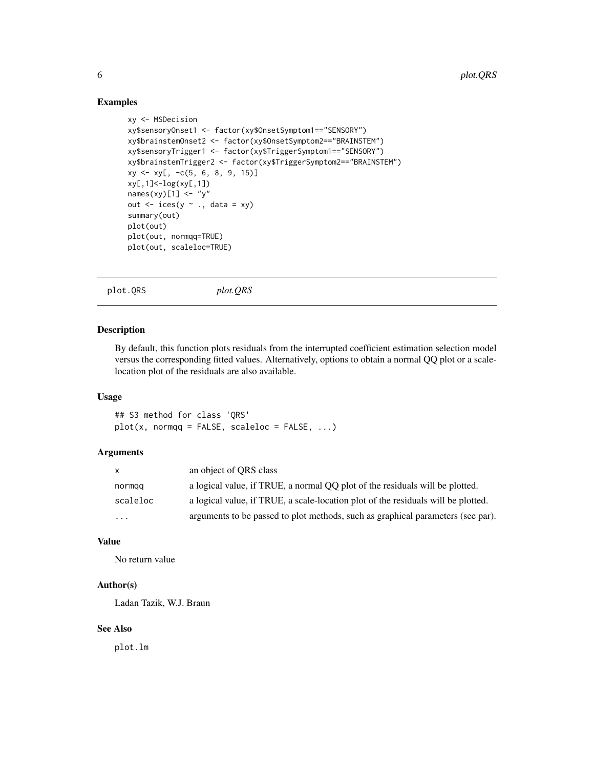## Examples

```
xy <- MSDecision
xy$sensoryOnset1 <- factor(xy$OnsetSymptom1=="SENSORY")
xy$brainstemOnset2 <- factor(xy$OnsetSymptom2=="BRAINSTEM")
xy$sensoryTrigger1 <- factor(xy$TriggerSymptom1=="SENSORY")
xy$brainstemTrigger2 <- factor(xy$TriggerSymptom2=="BRAINSTEM")
xy <- xy[, -c(5, 6, 8, 9, 15)]
xy[,1]<-log(xy[,1])
names(xy)[1] <- "y"
out <- ices(y ~ ., data = xy)
summary(out)
plot(out)
plot(out, normqq=TRUE)
plot(out, scaleloc=TRUE)
```

---

# plot.QRS *plot.QRS*

---

## Description

By default, this function plots residuals from the interrupted coefficient estimation selection model versus the corresponding fitted values. Alternatively, options to obtain a normal QQ plot or a scale-location plot of the residuals are also available.

## Usage

```
## S3 method for class 'QRS'
plot(x, normqq = FALSE, scaleloc = FALSE, ...)
```

## Arguments

| | |
|---|---|
| `x` | an object of QRS class |
| `normqq` | a logical value, if TRUE, a normal QQ plot of the residuals will be plotted. |
| `scaleloc` | a logical value, if TRUE, a scale-location plot of the residuals will be plotted. |
| `...` | arguments to be passed to plot methods, such as graphical parameters (see par). |

## Value

No return value

## Author(s)

Ladan Tazik, W.J. Braun

## See Also

`plot.lm`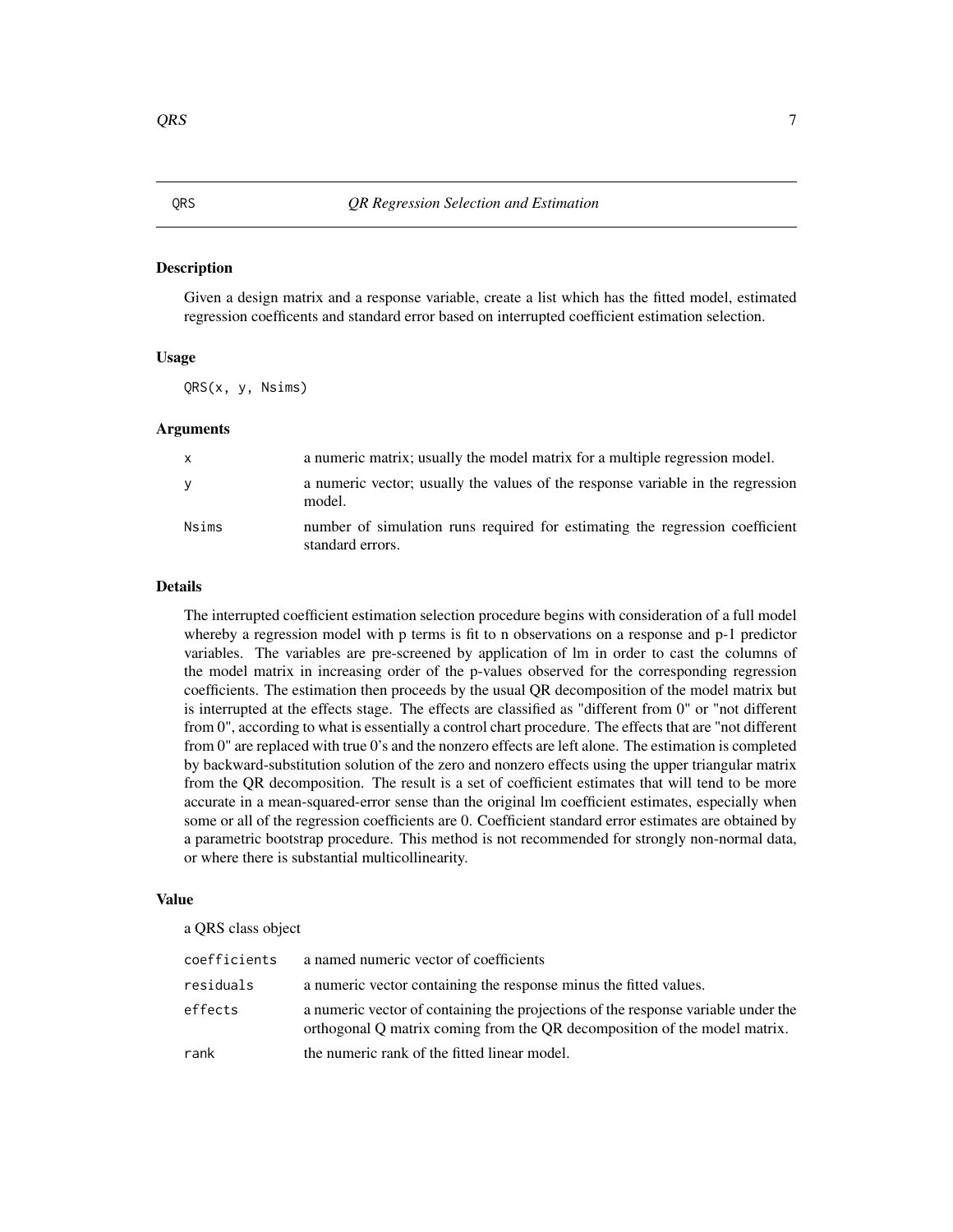## QRS — *QR Regression Selection and Estimation*

### Description

Given a design matrix and a response variable, create a list which has the fitted model, estimated regression coefficents and standard error based on interrupted coefficient estimation selection.

### Usage

```
QRS(x, y, Nsims)
```

### Arguments

| | |
|---|---|
| `x` | a numeric matrix; usually the model matrix for a multiple regression model. |
| `y` | a numeric vector; usually the values of the response variable in the regression model. |
| `Nsims` | number of simulation runs required for estimating the regression coefficient standard errors. |

### Details

The interrupted coefficient estimation selection procedure begins with consideration of a full model whereby a regression model with p terms is fit to n observations on a response and p-1 predictor variables. The variables are pre-screened by application of lm in order to cast the columns of the model matrix in increasing order of the p-values observed for the corresponding regression coefficients. The estimation then proceeds by the usual QR decomposition of the model matrix but is interrupted at the effects stage. The effects are classified as "different from 0" or "not different from 0", according to what is essentially a control chart procedure. The effects that are "not different from 0" are replaced with true 0's and the nonzero effects are left alone. The estimation is completed by backward-substitution solution of the zero and nonzero effects using the upper triangular matrix from the QR decomposition. The result is a set of coefficient estimates that will tend to be more accurate in a mean-squared-error sense than the original lm coefficient estimates, especially when some or all of the regression coefficients are 0. Coefficient standard error estimates are obtained by a parametric bootstrap procedure. This method is not recommended for strongly non-normal data, or where there is substantial multicollinearity.

### Value

a QRS class object

| | |
|---|---|
| `coefficients` | a named numeric vector of coefficients |
| `residuals` | a numeric vector containing the response minus the fitted values. |
| `effects` | a numeric vector of containing the projections of the response variable under the orthogonal Q matrix coming from the QR decomposition of the model matrix. |
| `rank` | the numeric rank of the fitted linear model. |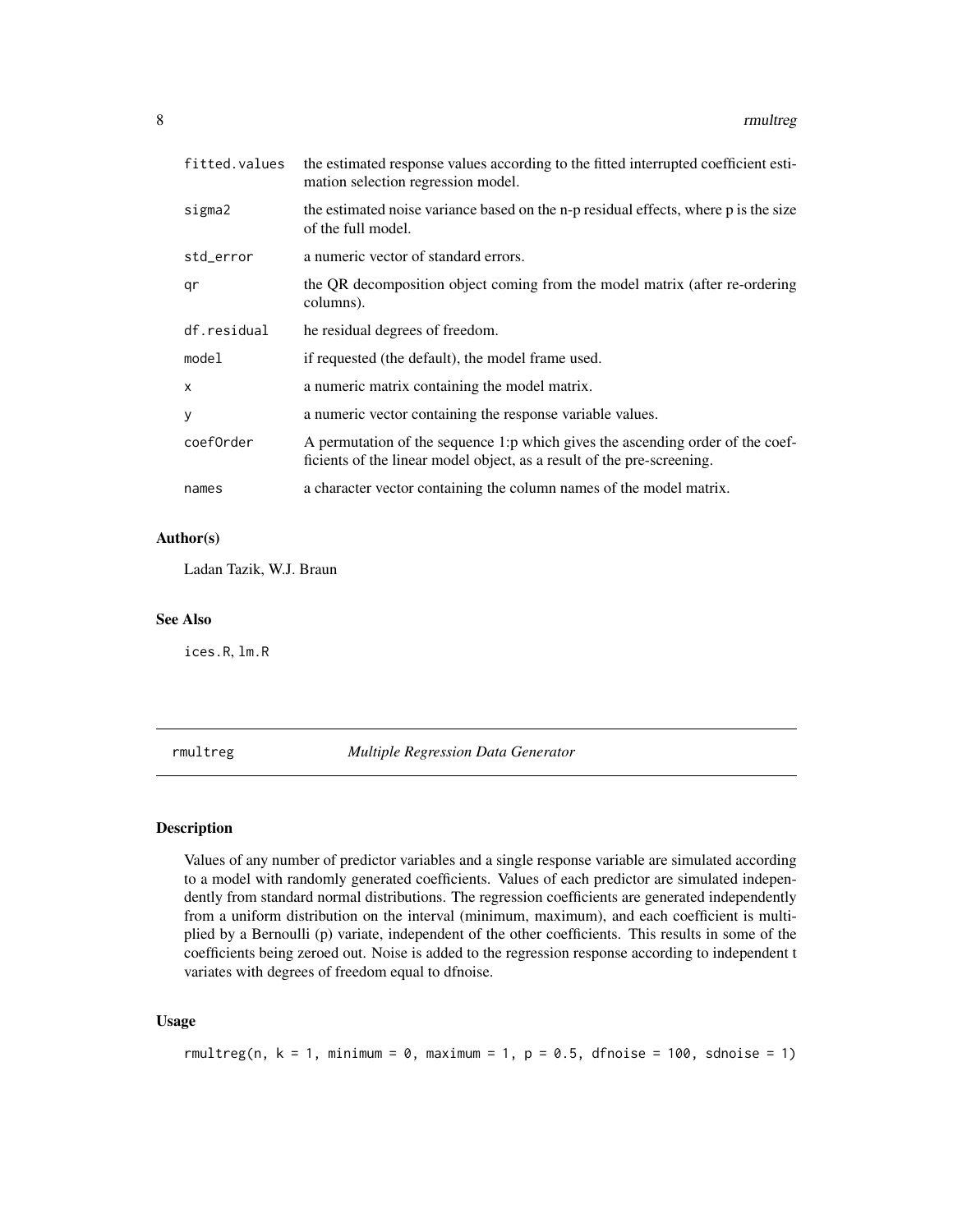| | |
|---|---|
| fitted.values | the estimated response values according to the fitted interrupted coefficient estimation selection regression model. |
| sigma2 | the estimated noise variance based on the n-p residual effects, where p is the size of the full model. |
| std_error | a numeric vector of standard errors. |
| qr | the QR decomposition object coming from the model matrix (after re-ordering columns). |
| df.residual | he residual degrees of freedom. |
| model | if requested (the default), the model frame used. |
| x | a numeric matrix containing the model matrix. |
| y | a numeric vector containing the response variable values. |
| coefOrder | A permutation of the sequence 1:p which gives the ascending order of the coefficients of the linear model object, as a result of the pre-screening. |
| names | a character vector containing the column names of the model matrix. |

### Author(s)

Ladan Tazik, W.J. Braun

### See Also

ices.R, lm.R

## rmultreg — *Multiple Regression Data Generator*

### Description

Values of any number of predictor variables and a single response variable are simulated according to a model with randomly generated coefficients. Values of each predictor are simulated independently from standard normal distributions. The regression coefficients are generated independently from a uniform distribution on the interval (minimum, maximum), and each coefficient is multiplied by a Bernoulli (p) variate, independent of the other coefficients. This results in some of the coefficients being zeroed out. Noise is added to the regression response according to independent t variates with degrees of freedom equal to dfnoise.

### Usage

```
rmultreg(n, k = 1, minimum = 0, maximum = 1, p = 0.5, dfnoise = 100, sdnoise = 1)
```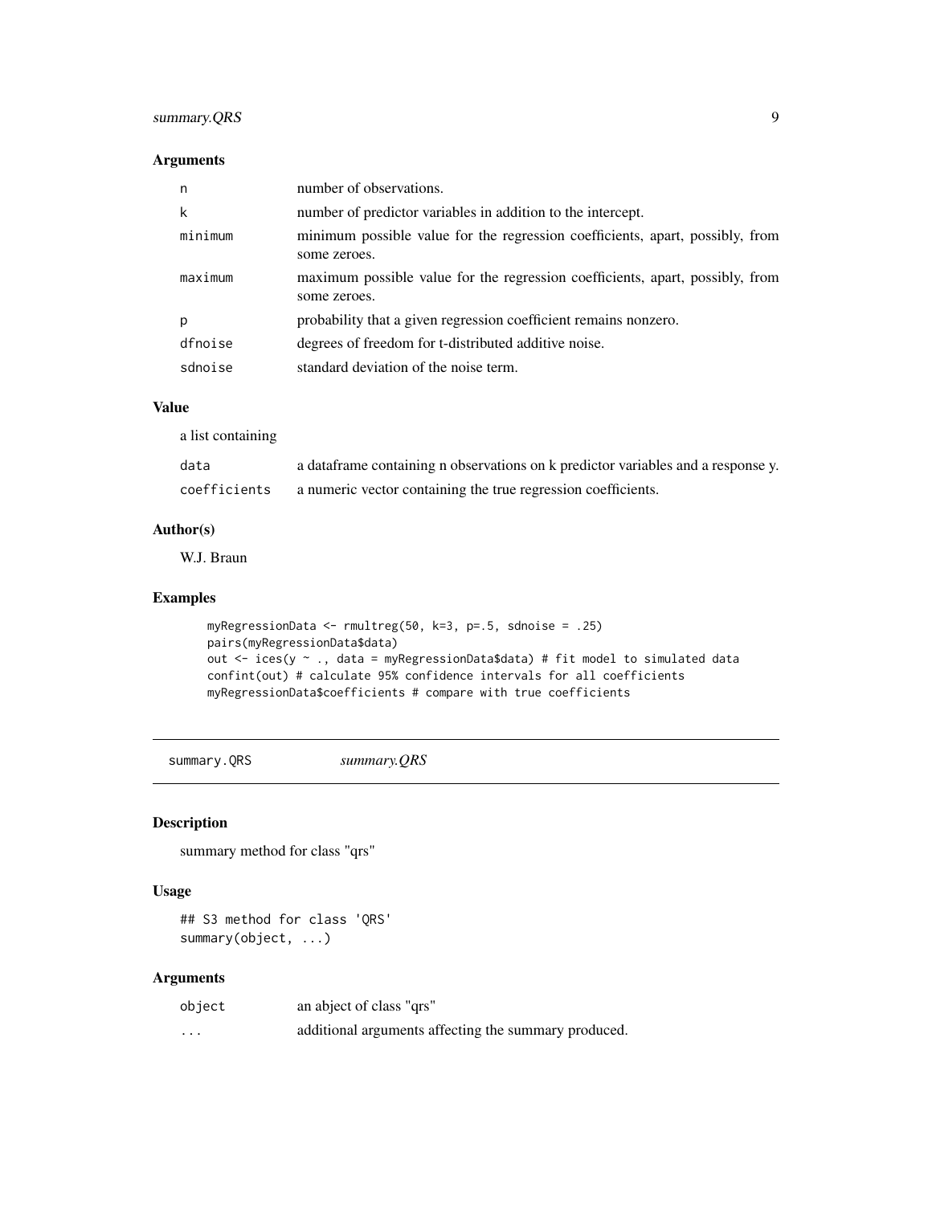### Arguments

| | |
|---|---|
| n | number of observations. |
| k | number of predictor variables in addition to the intercept. |
| minimum | minimum possible value for the regression coefficients, apart, possibly, from some zeroes. |
| maximum | maximum possible value for the regression coefficients, apart, possibly, from some zeroes. |
| p | probability that a given regression coefficient remains nonzero. |
| dfnoise | degrees of freedom for t-distributed additive noise. |
| sdnoise | standard deviation of the noise term. |

### Value

a list containing

| | |
|---|---|
| data | a dataframe containing n observations on k predictor variables and a response y. |
| coefficients | a numeric vector containing the true regression coefficients. |

### Author(s)

W.J. Braun

### Examples

```
myRegressionData <- rmultreg(50, k=3, p=.5, sdnoise = .25)
pairs(myRegressionData$data)
out <- ices(y ~ ., data = myRegressionData$data) # fit model to simulated data
confint(out) # calculate 95% confidence intervals for all coefficients
myRegressionData$coefficients # compare with true coefficients
```

---

## summary.QRS *summary.QRS*

### Description

summary method for class "qrs"

### Usage

```
## S3 method for class 'QRS'
summary(object, ...)
```

### Arguments

| | |
|---|---|
| object | an abject of class "qrs" |
| ... | additional arguments affecting the summary produced. |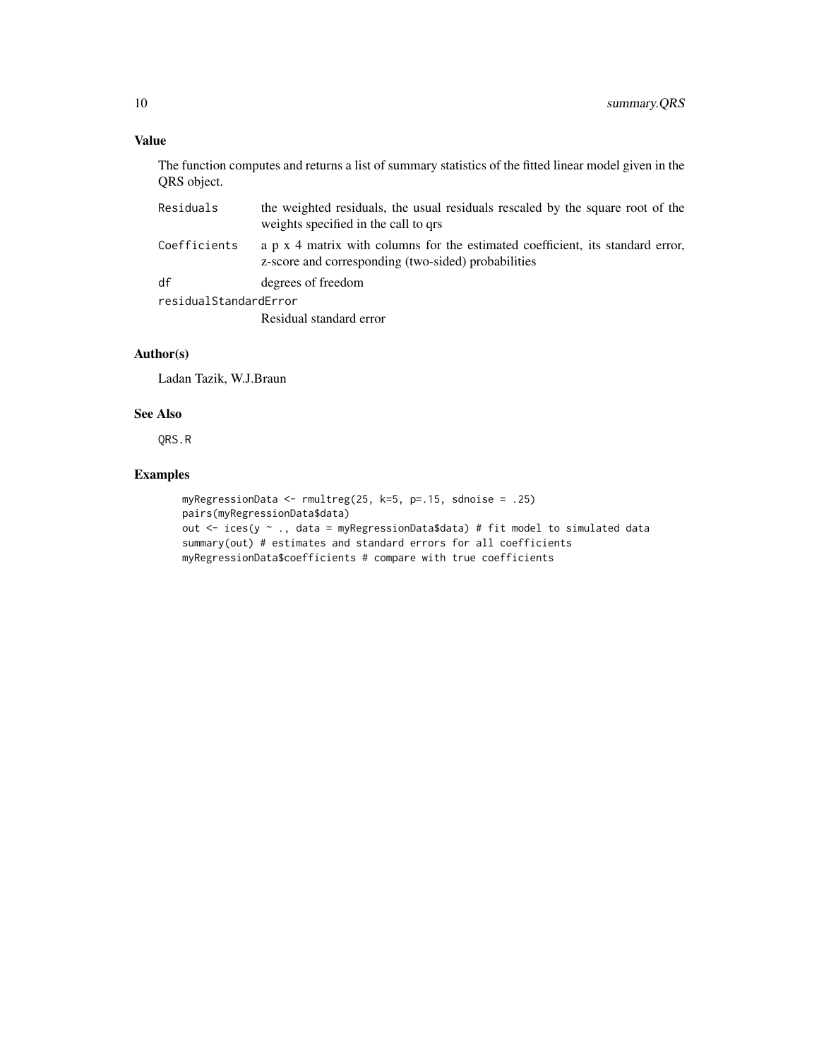## Value

The function computes and returns a list of summary statistics of the fitted linear model given in the QRS object.

| | |
|---|---|
| `Residuals` | the weighted residuals, the usual residuals rescaled by the square root of the weights specified in the call to qrs |
| `Coefficients` | a p x 4 matrix with columns for the estimated coefficient, its standard error, z-score and corresponding (two-sided) probabilities |
| `df` | degrees of freedom |
| `residualStandardError` | Residual standard error |

## Author(s)

Ladan Tazik, W.J.Braun

## See Also

`QRS.R`

## Examples

```
myRegressionData <- rmultreg(25, k=5, p=.15, sdnoise = .25)
pairs(myRegressionData$data)
out <- ices(y ~ ., data = myRegressionData$data) # fit model to simulated data
summary(out) # estimates and standard errors for all coefficients
myRegressionData$coefficients # compare with true coefficients
```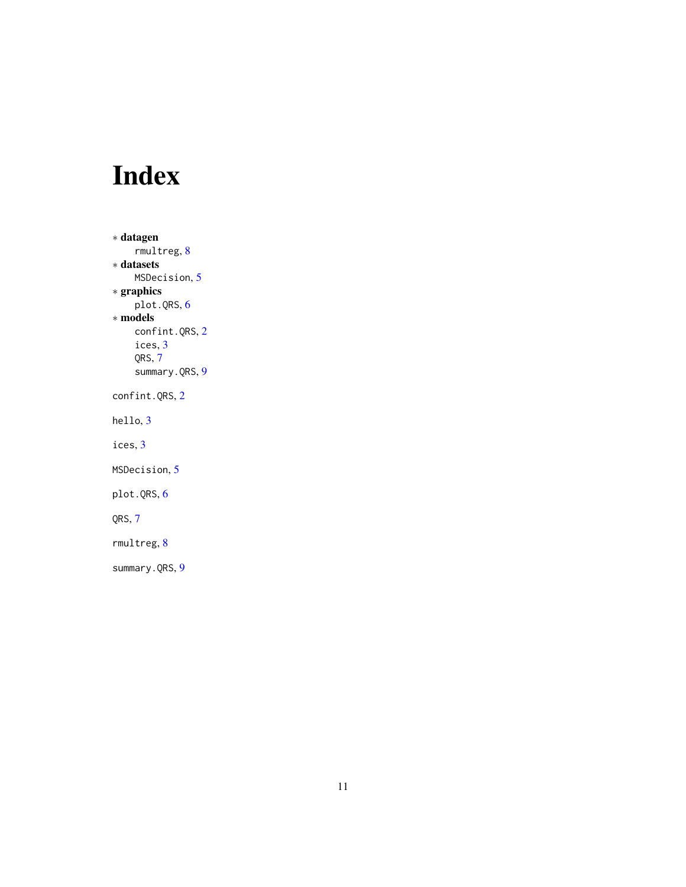# Index

∗ **datagen**
    rmultreg, 8
∗ **datasets**
    MSDecision, 5
∗ **graphics**
    plot.QRS, 6
∗ **models**
    confint.QRS, 2
    ices, 3
    QRS, 7
    summary.QRS, 9

confint.QRS, 2

hello, 3

ices, 3

MSDecision, 5

plot.QRS, 6

QRS, 7

rmultreg, 8

summary.QRS, 9